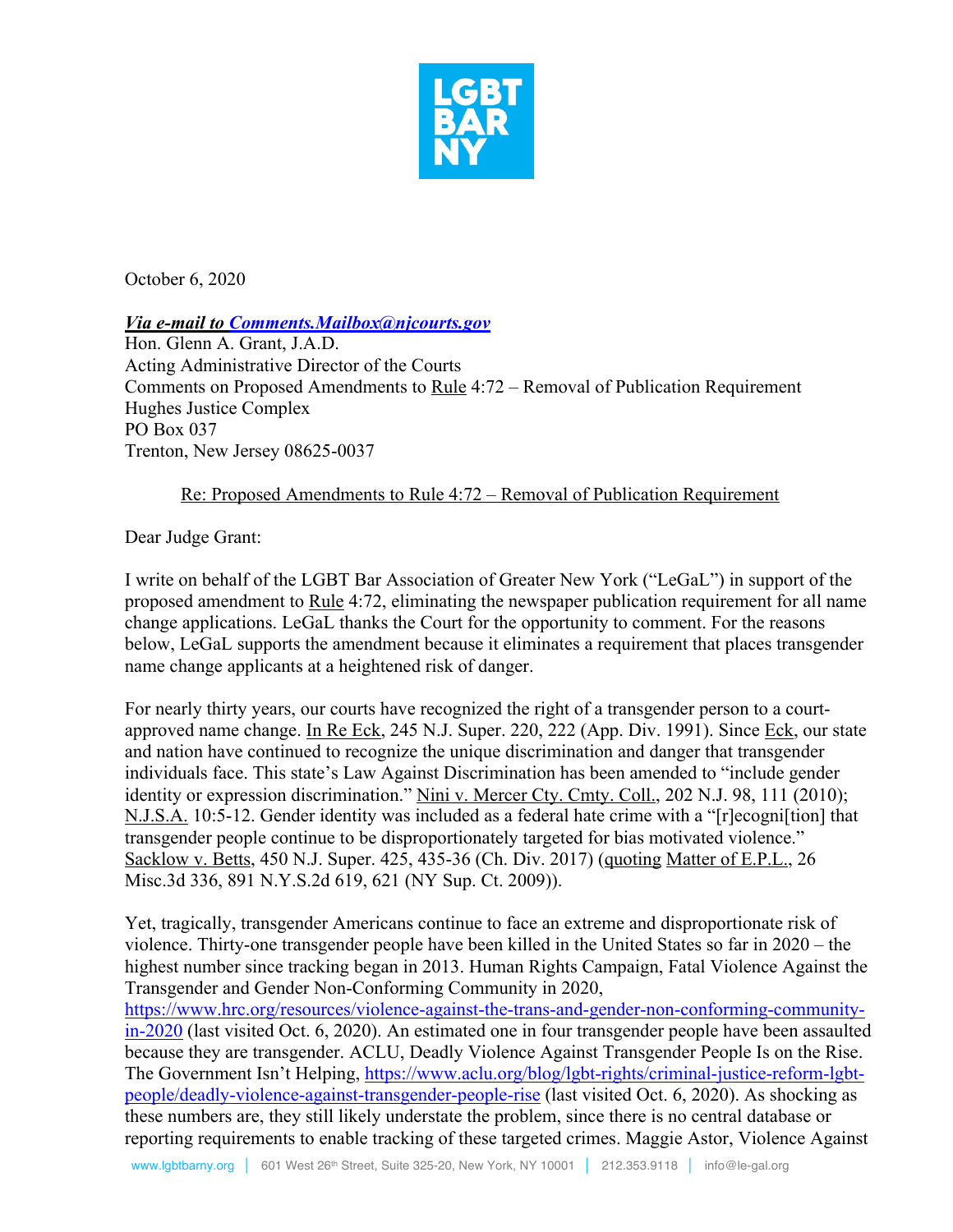LGBT BAR NY

October 6, 2020

***Via e-mail to [Comments.Mailbox@njcourts.gov](mailto:Comments.Mailbox@njcourts.gov)***
Hon. Glenn A. Grant, J.A.D.
Acting Administrative Director of the Courts
Comments on Proposed Amendments to Rule 4:72 – Removal of Publication Requirement
Hughes Justice Complex
PO Box 037
Trenton, New Jersey 08625-0037

Re: Proposed Amendments to Rule 4:72 – Removal of Publication Requirement

Dear Judge Grant:

I write on behalf of the LGBT Bar Association of Greater New York ("LeGaL") in support of the proposed amendment to Rule 4:72, eliminating the newspaper publication requirement for all name change applications. LeGaL thanks the Court for the opportunity to comment. For the reasons below, LeGaL supports the amendment because it eliminates a requirement that places transgender name change applicants at a heightened risk of danger.

For nearly thirty years, our courts have recognized the right of a transgender person to a court-approved name change. In Re Eck, 245 N.J. Super. 220, 222 (App. Div. 1991). Since Eck, our state and nation have continued to recognize the unique discrimination and danger that transgender individuals face. This state's Law Against Discrimination has been amended to "include gender identity or expression discrimination." Nini v. Mercer Cty. Cmty. Coll., 202 N.J. 98, 111 (2010); N.J.S.A. 10:5-12. Gender identity was included as a federal hate crime with a "[r]ecogni[tion] that transgender people continue to be disproportionately targeted for bias motivated violence." Sacklow v. Betts, 450 N.J. Super. 425, 435-36 (Ch. Div. 2017) (quoting Matter of E.P.L., 26 Misc.3d 336, 891 N.Y.S.2d 619, 621 (NY Sup. Ct. 2009)).

Yet, tragically, transgender Americans continue to face an extreme and disproportionate risk of violence. Thirty-one transgender people have been killed in the United States so far in 2020 – the highest number since tracking began in 2013. Human Rights Campaign, Fatal Violence Against the Transgender and Gender Non-Conforming Community in 2020, [https://www.hrc.org/resources/violence-against-the-trans-and-gender-non-conforming-community-in-2020](https://www.hrc.org/resources/violence-against-the-trans-and-gender-non-conforming-community-in-2020) (last visited Oct. 6, 2020). An estimated one in four transgender people have been assaulted because they are transgender. ACLU, Deadly Violence Against Transgender People Is on the Rise. The Government Isn't Helping, [https://www.aclu.org/blog/lgbt-rights/criminal-justice-reform-lgbt-people/deadly-violence-against-transgender-people-rise](https://www.aclu.org/blog/lgbt-rights/criminal-justice-reform-lgbt-people/deadly-violence-against-transgender-people-rise) (last visited Oct. 6, 2020). As shocking as these numbers are, they still likely understate the problem, since there is no central database or reporting requirements to enable tracking of these targeted crimes. Maggie Astor, Violence Against

www.lgbtbarny.org | 601 West 26th Street, Suite 325-20, New York, NY 10001 | 212.353.9118 | info@le-gal.org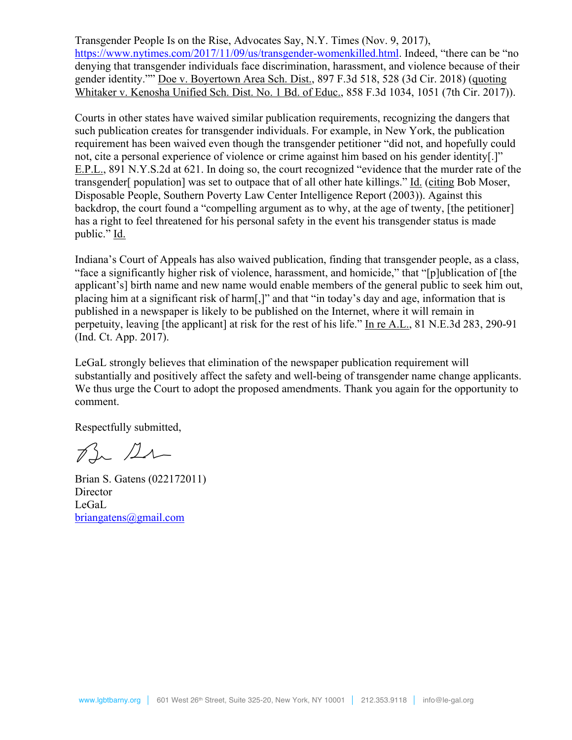Transgender People Is on the Rise, Advocates Say, N.Y. Times (Nov. 9, 2017), https://www.nytimes.com/2017/11/09/us/transgender-womenkilled.html. Indeed, "there can be "no denying that transgender individuals face discrimination, harassment, and violence because of their gender identity."" Doe v. Boyertown Area Sch. Dist., 897 F.3d 518, 528 (3d Cir. 2018) (quoting Whitaker v. Kenosha Unified Sch. Dist. No. 1 Bd. of Educ., 858 F.3d 1034, 1051 (7th Cir. 2017)).

Courts in other states have waived similar publication requirements, recognizing the dangers that such publication creates for transgender individuals. For example, in New York, the publication requirement has been waived even though the transgender petitioner "did not, and hopefully could not, cite a personal experience of violence or crime against him based on his gender identity[.]" E.P.L., 891 N.Y.S.2d at 621. In doing so, the court recognized "evidence that the murder rate of the transgender[ population] was set to outpace that of all other hate killings." Id. (citing Bob Moser, Disposable People, Southern Poverty Law Center Intelligence Report (2003)). Against this backdrop, the court found a "compelling argument as to why, at the age of twenty, [the petitioner] has a right to feel threatened for his personal safety in the event his transgender status is made public." Id.

Indiana's Court of Appeals has also waived publication, finding that transgender people, as a class, "face a significantly higher risk of violence, harassment, and homicide," that "[p]ublication of [the applicant's] birth name and new name would enable members of the general public to seek him out, placing him at a significant risk of harm[,]" and that "in today's day and age, information that is published in a newspaper is likely to be published on the Internet, where it will remain in perpetuity, leaving [the applicant] at risk for the rest of his life." In re A.L., 81 N.E.3d 283, 290-91 (Ind. Ct. App. 2017).

LeGaL strongly believes that elimination of the newspaper publication requirement will substantially and positively affect the safety and well-being of transgender name change applicants. We thus urge the Court to adopt the proposed amendments. Thank you again for the opportunity to comment.

Respectfully submitted,

Brian S. Gatens (022172011)
Director
LeGaL
briangatens@gmail.com